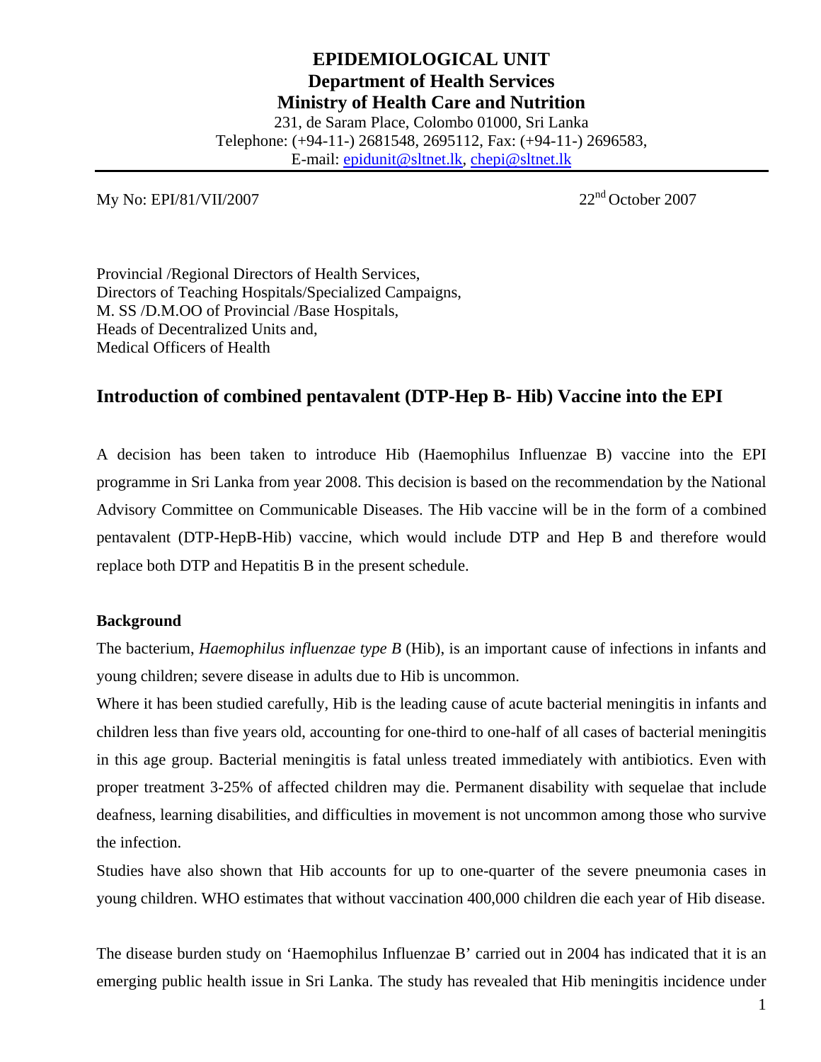# EPIDEMIOLOGICAL UNIT
## Department of Health Services
## Ministry of Health Care and Nutrition

231, de Saram Place, Colombo 01000, Sri Lanka
Telephone: (+94-11-) 2681548, 2695112, Fax: (+94-11-) 2696583,
E-mail: epidunit@sltnet.lk, chepi@sltnet.lk

---

My No: EPI/81/VII/2007 — 22nd October 2007

Provincial /Regional Directors of Health Services,
Directors of Teaching Hospitals/Specialized Campaigns,
M. SS /D.M.OO of Provincial /Base Hospitals,
Heads of Decentralized Units and,
Medical Officers of Health

## Introduction of combined pentavalent (DTP-Hep B- Hib) Vaccine into the EPI

A decision has been taken to introduce Hib (Haemophilus Influenzae B) vaccine into the EPI programme in Sri Lanka from year 2008. This decision is based on the recommendation by the National Advisory Committee on Communicable Diseases. The Hib vaccine will be in the form of a combined pentavalent (DTP-HepB-Hib) vaccine, which would include DTP and Hep B and therefore would replace both DTP and Hepatitis B in the present schedule.

**Background**

The bacterium, *Haemophilus influenzae type B* (Hib), is an important cause of infections in infants and young children; severe disease in adults due to Hib is uncommon.

Where it has been studied carefully, Hib is the leading cause of acute bacterial meningitis in infants and children less than five years old, accounting for one-third to one-half of all cases of bacterial meningitis in this age group. Bacterial meningitis is fatal unless treated immediately with antibiotics. Even with proper treatment 3-25% of affected children may die. Permanent disability with sequelae that include deafness, learning disabilities, and difficulties in movement is not uncommon among those who survive the infection.

Studies have also shown that Hib accounts for up to one-quarter of the severe pneumonia cases in young children. WHO estimates that without vaccination 400,000 children die each year of Hib disease.

The disease burden study on 'Haemophilus Influenzae B' carried out in 2004 has indicated that it is an emerging public health issue in Sri Lanka. The study has revealed that Hib meningitis incidence under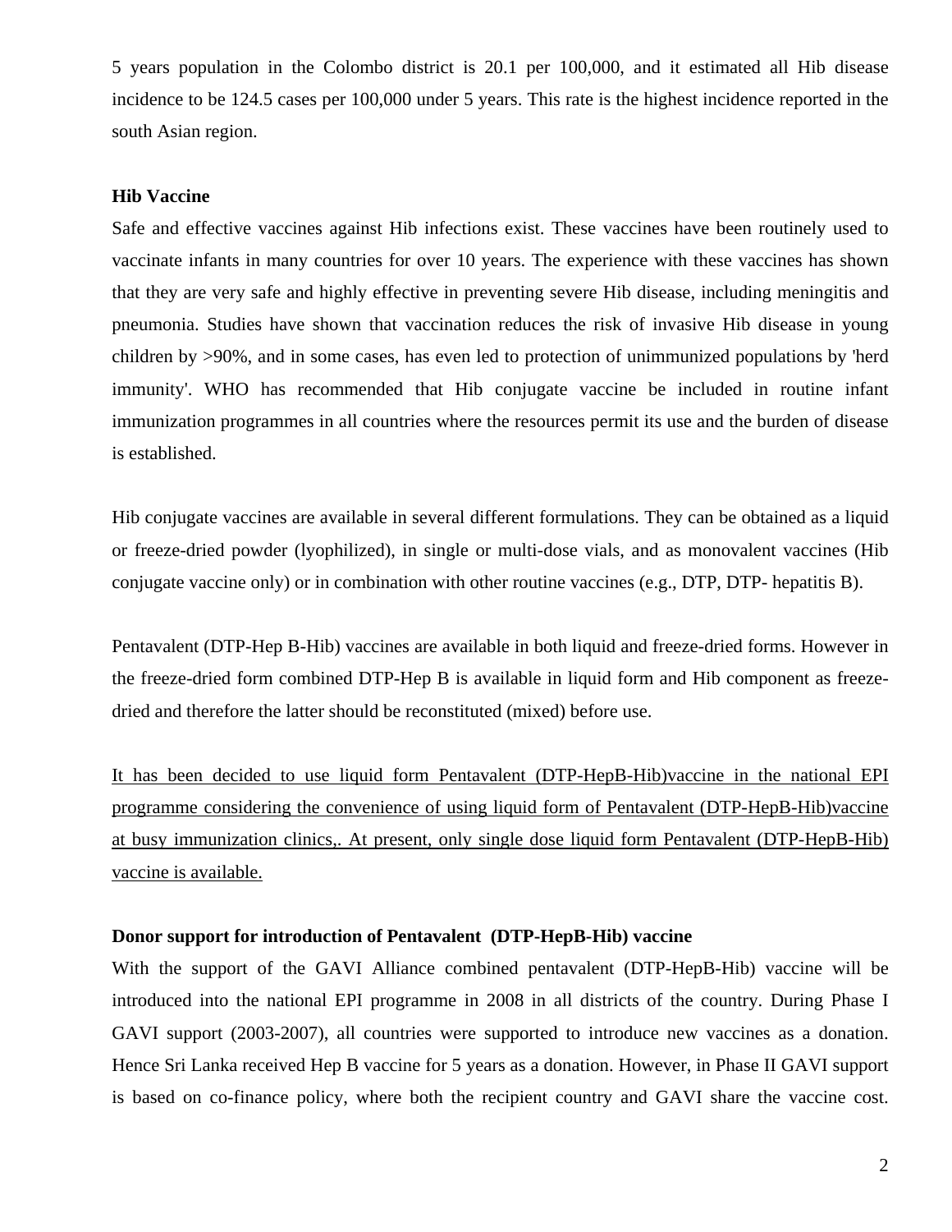5 years population in the Colombo district is 20.1 per 100,000, and it estimated all Hib disease incidence to be 124.5 cases per 100,000 under 5 years. This rate is the highest incidence reported in the south Asian region.

**Hib Vaccine**

Safe and effective vaccines against Hib infections exist. These vaccines have been routinely used to vaccinate infants in many countries for over 10 years. The experience with these vaccines has shown that they are very safe and highly effective in preventing severe Hib disease, including meningitis and pneumonia. Studies have shown that vaccination reduces the risk of invasive Hib disease in young children by >90%, and in some cases, has even led to protection of unimmunized populations by 'herd immunity'. WHO has recommended that Hib conjugate vaccine be included in routine infant immunization programmes in all countries where the resources permit its use and the burden of disease is established.

Hib conjugate vaccines are available in several different formulations. They can be obtained as a liquid or freeze-dried powder (lyophilized), in single or multi-dose vials, and as monovalent vaccines (Hib conjugate vaccine only) or in combination with other routine vaccines (e.g., DTP, DTP- hepatitis B).

Pentavalent (DTP-Hep B-Hib) vaccines are available in both liquid and freeze-dried forms. However in the freeze-dried form combined DTP-Hep B is available in liquid form and Hib component as freeze-dried and therefore the latter should be reconstituted (mixed) before use.

<u>It has been decided to use liquid form Pentavalent (DTP-HepB-Hib)vaccine in the national EPI programme considering the convenience of using liquid form of Pentavalent (DTP-HepB-Hib)vaccine at busy immunization clinics,. At present, only single dose liquid form Pentavalent (DTP-HepB-Hib) vaccine is available.</u>

**Donor support for introduction of Pentavalent (DTP-HepB-Hib) vaccine**

With the support of the GAVI Alliance combined pentavalent (DTP-HepB-Hib) vaccine will be introduced into the national EPI programme in 2008 in all districts of the country. During Phase I GAVI support (2003-2007), all countries were supported to introduce new vaccines as a donation. Hence Sri Lanka received Hep B vaccine for 5 years as a donation. However, in Phase II GAVI support is based on co-finance policy, where both the recipient country and GAVI share the vaccine cost.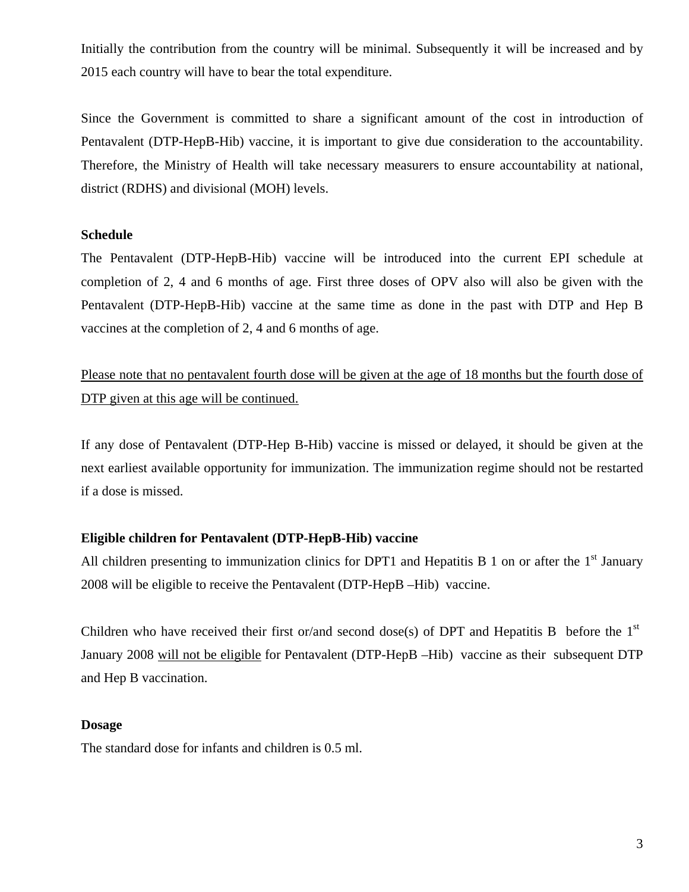Initially the contribution from the country will be minimal. Subsequently it will be increased and by 2015 each country will have to bear the total expenditure.

Since the Government is committed to share a significant amount of the cost in introduction of Pentavalent (DTP-HepB-Hib) vaccine, it is important to give due consideration to the accountability. Therefore, the Ministry of Health will take necessary measurers to ensure accountability at national, district (RDHS) and divisional (MOH) levels.

**Schedule**

The Pentavalent (DTP-HepB-Hib) vaccine will be introduced into the current EPI schedule at completion of 2, 4 and 6 months of age. First three doses of OPV also will also be given with the Pentavalent (DTP-HepB-Hib) vaccine at the same time as done in the past with DTP and Hep B vaccines at the completion of 2, 4 and 6 months of age.

<u>Please note that no pentavalent fourth dose will be given at the age of 18 months but the fourth dose of DTP given at this age will be continued.</u>

If any dose of Pentavalent (DTP-Hep B-Hib) vaccine is missed or delayed, it should be given at the next earliest available opportunity for immunization. The immunization regime should not be restarted if a dose is missed.

**Eligible children for Pentavalent (DTP-HepB-Hib) vaccine**

All children presenting to immunization clinics for DPT1 and Hepatitis B 1 on or after the 1st January 2008 will be eligible to receive the Pentavalent (DTP-HepB –Hib) vaccine.

Children who have received their first or/and second dose(s) of DPT and Hepatitis B before the 1st January 2008 <u>will not be eligible</u> for Pentavalent (DTP-HepB –Hib) vaccine as their subsequent DTP and Hep B vaccination.

**Dosage**

The standard dose for infants and children is 0.5 ml.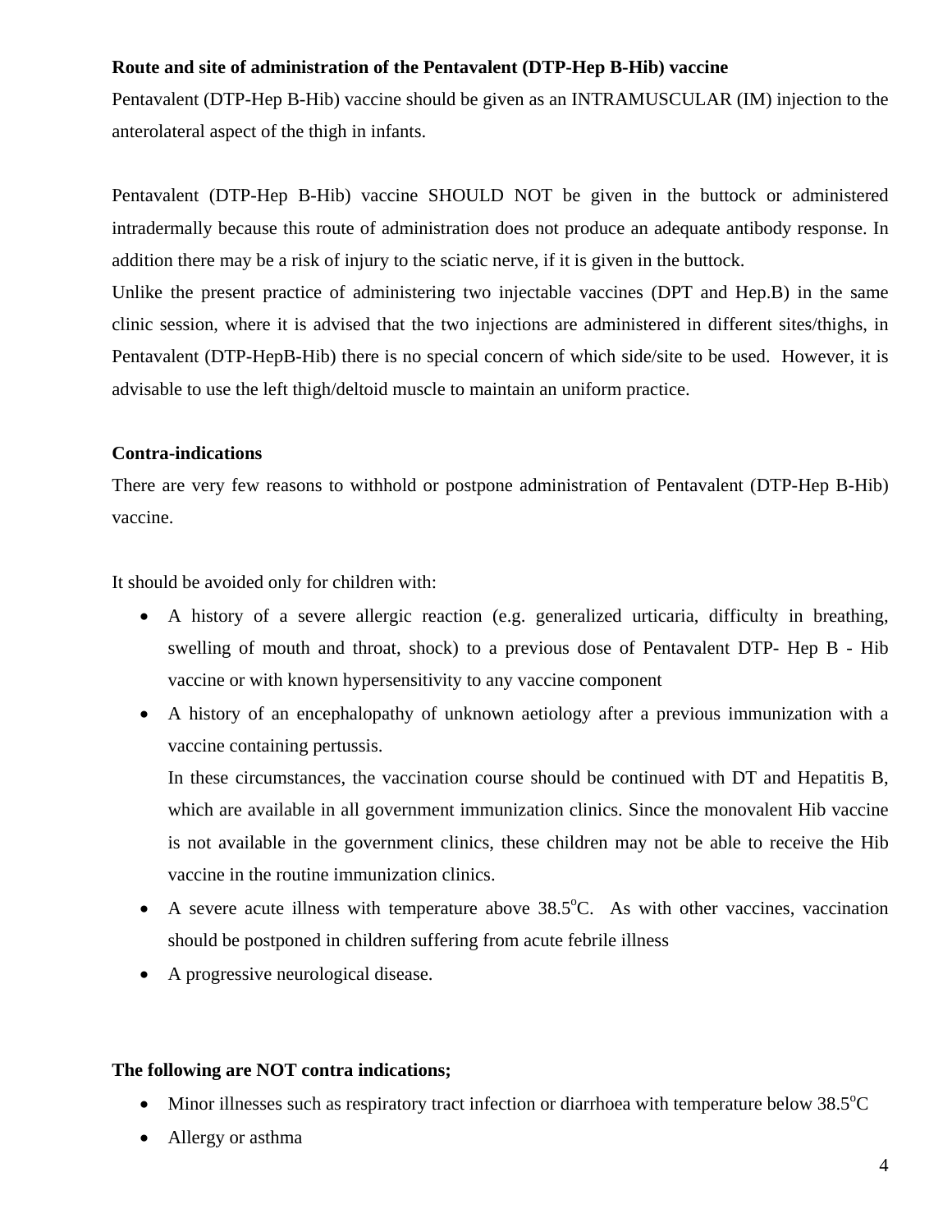**Route and site of administration of the Pentavalent (DTP-Hep B-Hib) vaccine**

Pentavalent (DTP-Hep B-Hib) vaccine should be given as an INTRAMUSCULAR (IM) injection to the anterolateral aspect of the thigh in infants.

Pentavalent (DTP-Hep B-Hib) vaccine SHOULD NOT be given in the buttock or administered intradermally because this route of administration does not produce an adequate antibody response. In addition there may be a risk of injury to the sciatic nerve, if it is given in the buttock.

Unlike the present practice of administering two injectable vaccines (DPT and Hep.B) in the same clinic session, where it is advised that the two injections are administered in different sites/thighs, in Pentavalent (DTP-HepB-Hib) there is no special concern of which side/site to be used. However, it is advisable to use the left thigh/deltoid muscle to maintain an uniform practice.

**Contra-indications**

There are very few reasons to withhold or postpone administration of Pentavalent (DTP-Hep B-Hib) vaccine.

It should be avoided only for children with:

- A history of a severe allergic reaction (e.g. generalized urticaria, difficulty in breathing, swelling of mouth and throat, shock) to a previous dose of Pentavalent DTP- Hep B - Hib vaccine or with known hypersensitivity to any vaccine component
- A history of an encephalopathy of unknown aetiology after a previous immunization with a vaccine containing pertussis.

  In these circumstances, the vaccination course should be continued with DT and Hepatitis B, which are available in all government immunization clinics. Since the monovalent Hib vaccine is not available in the government clinics, these children may not be able to receive the Hib vaccine in the routine immunization clinics.
- A severe acute illness with temperature above 38.5$^{o}$C. As with other vaccines, vaccination should be postponed in children suffering from acute febrile illness
- A progressive neurological disease.

**The following are NOT contra indications;**

- Minor illnesses such as respiratory tract infection or diarrhoea with temperature below 38.5$^{o}$C
- Allergy or asthma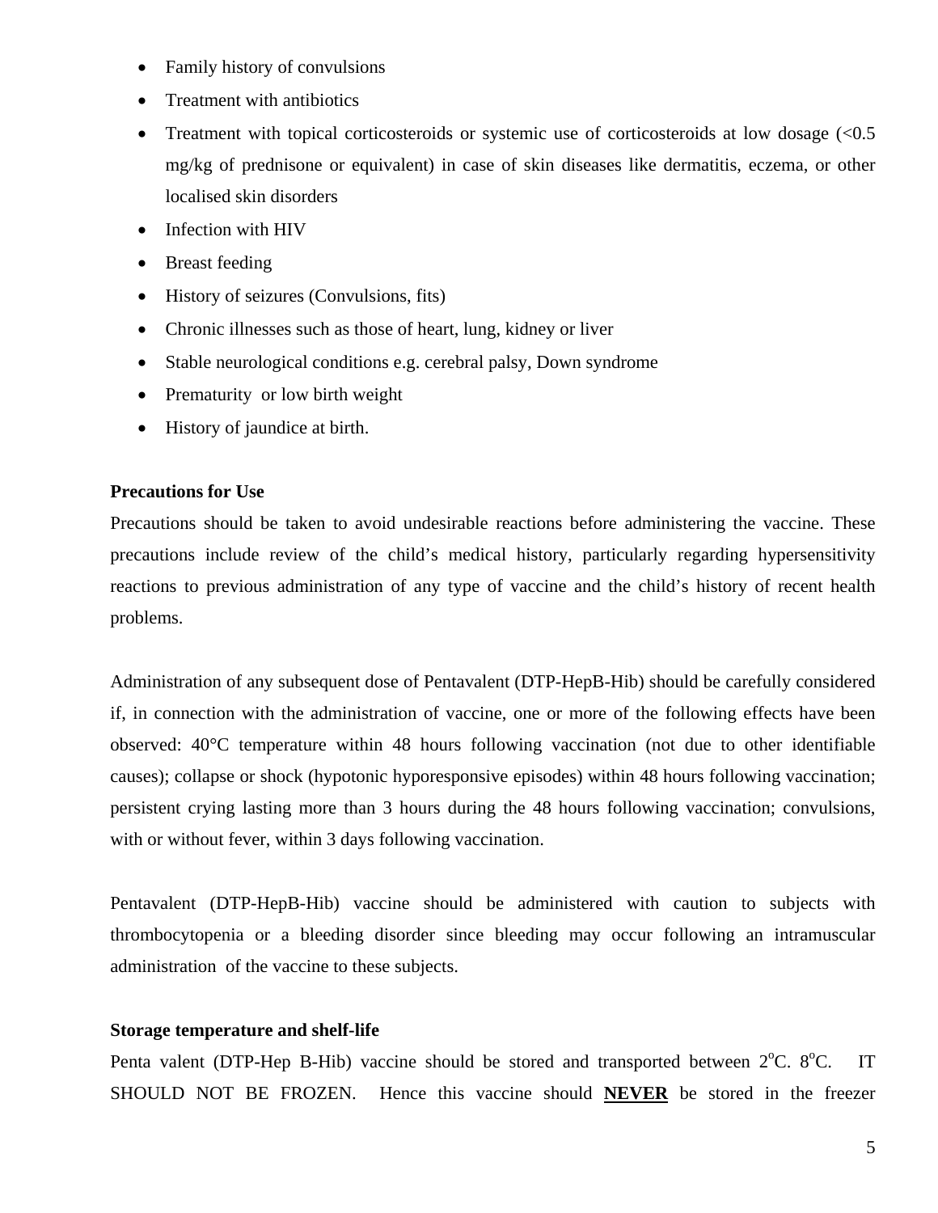- Family history of convulsions
- Treatment with antibiotics
- Treatment with topical corticosteroids or systemic use of corticosteroids at low dosage (<0.5 mg/kg of prednisone or equivalent) in case of skin diseases like dermatitis, eczema, or other localised skin disorders
- Infection with HIV
- Breast feeding
- History of seizures (Convulsions, fits)
- Chronic illnesses such as those of heart, lung, kidney or liver
- Stable neurological conditions e.g. cerebral palsy, Down syndrome
- Prematurity or low birth weight
- History of jaundice at birth.

**Precautions for Use**

Precautions should be taken to avoid undesirable reactions before administering the vaccine. These precautions include review of the child's medical history, particularly regarding hypersensitivity reactions to previous administration of any type of vaccine and the child's history of recent health problems.

Administration of any subsequent dose of Pentavalent (DTP-HepB-Hib) should be carefully considered if, in connection with the administration of vaccine, one or more of the following effects have been observed: 40°C temperature within 48 hours following vaccination (not due to other identifiable causes); collapse or shock (hypotonic hyporesponsive episodes) within 48 hours following vaccination; persistent crying lasting more than 3 hours during the 48 hours following vaccination; convulsions, with or without fever, within 3 days following vaccination.

Pentavalent (DTP-HepB-Hib) vaccine should be administered with caution to subjects with thrombocytopenia or a bleeding disorder since bleeding may occur following an intramuscular administration of the vaccine to these subjects.

**Storage temperature and shelf-life**

Penta valent (DTP-Hep B-Hib) vaccine should be stored and transported between 2°C. 8°C. IT SHOULD NOT BE FROZEN. Hence this vaccine should **NEVER** be stored in the freezer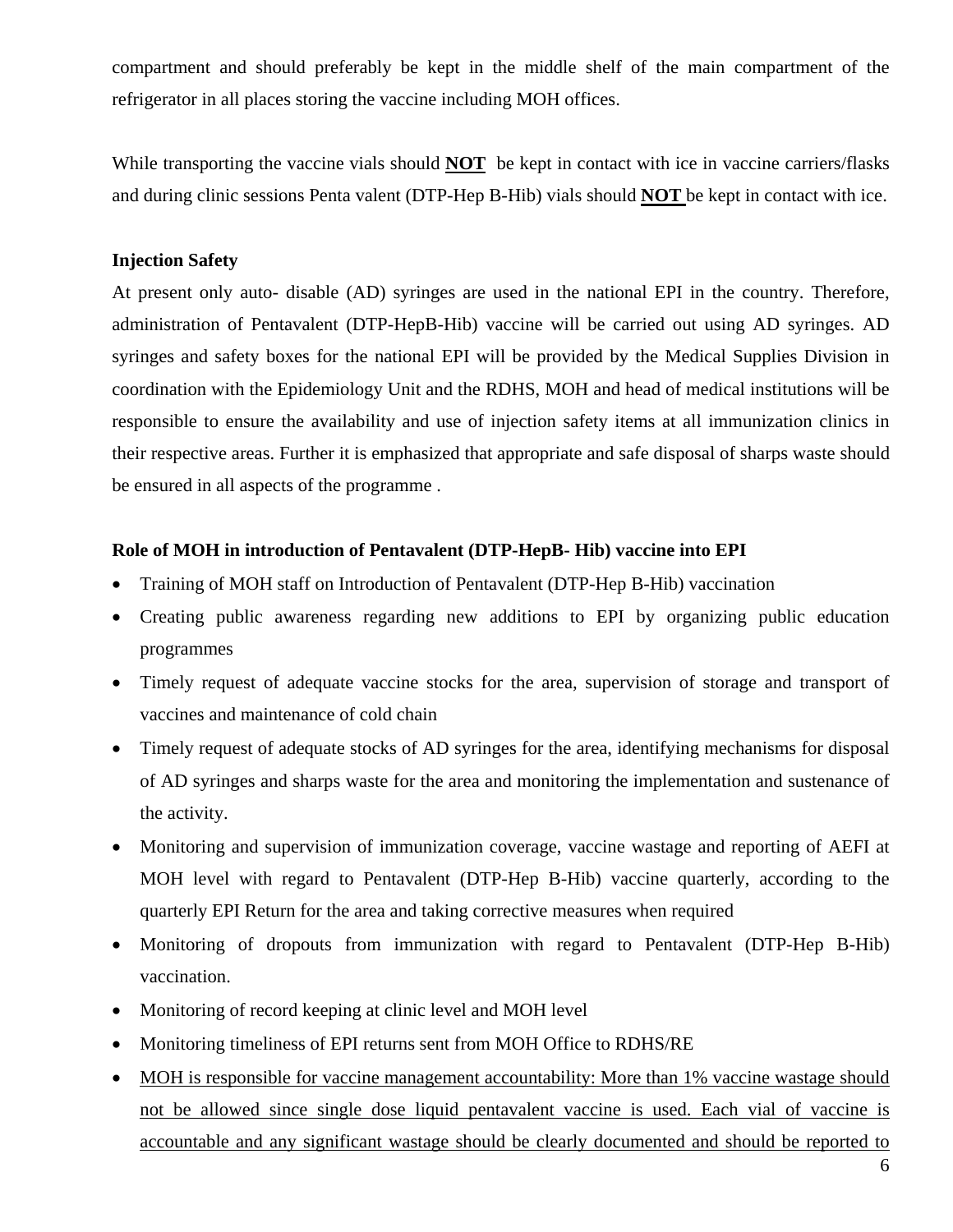compartment and should preferably be kept in the middle shelf of the main compartment of the refrigerator in all places storing the vaccine including MOH offices.

While transporting the vaccine vials should **NOT** be kept in contact with ice in vaccine carriers/flasks and during clinic sessions Penta valent (DTP-Hep B-Hib) vials should **NOT** be kept in contact with ice.

**Injection Safety**

At present only auto- disable (AD) syringes are used in the national EPI in the country. Therefore, administration of Pentavalent (DTP-HepB-Hib) vaccine will be carried out using AD syringes. AD syringes and safety boxes for the national EPI will be provided by the Medical Supplies Division in coordination with the Epidemiology Unit and the RDHS, MOH and head of medical institutions will be responsible to ensure the availability and use of injection safety items at all immunization clinics in their respective areas. Further it is emphasized that appropriate and safe disposal of sharps waste should be ensured in all aspects of the programme .

**Role of MOH in introduction of Pentavalent (DTP-HepB- Hib) vaccine into EPI**

- Training of MOH staff on Introduction of Pentavalent (DTP-Hep B-Hib) vaccination
- Creating public awareness regarding new additions to EPI by organizing public education programmes
- Timely request of adequate vaccine stocks for the area, supervision of storage and transport of vaccines and maintenance of cold chain
- Timely request of adequate stocks of AD syringes for the area, identifying mechanisms for disposal of AD syringes and sharps waste for the area and monitoring the implementation and sustenance of the activity.
- Monitoring and supervision of immunization coverage, vaccine wastage and reporting of AEFI at MOH level with regard to Pentavalent (DTP-Hep B-Hib) vaccine quarterly, according to the quarterly EPI Return for the area and taking corrective measures when required
- Monitoring of dropouts from immunization with regard to Pentavalent (DTP-Hep B-Hib) vaccination.
- Monitoring of record keeping at clinic level and MOH level
- Monitoring timeliness of EPI returns sent from MOH Office to RDHS/RE
- <u>MOH is responsible for vaccine management accountability: More than 1% vaccine wastage should not be allowed since single dose liquid pentavalent vaccine is used. Each vial of vaccine is accountable and any significant wastage should be clearly documented and should be reported to</u>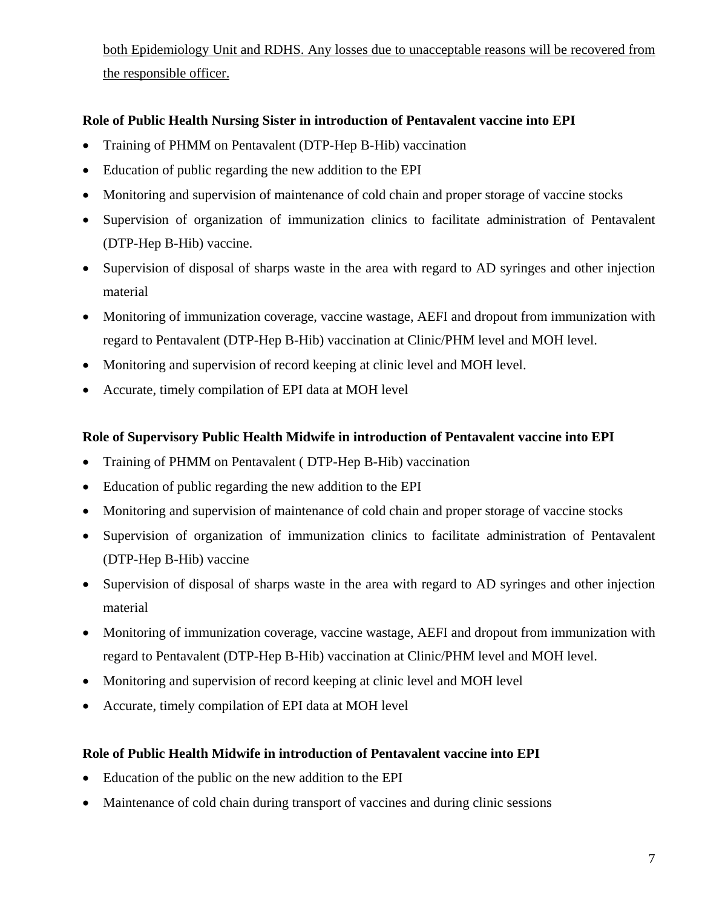both Epidemiology Unit and RDHS. Any losses due to unacceptable reasons will be recovered from the responsible officer.

**Role of Public Health Nursing Sister in introduction of Pentavalent vaccine into EPI**

- Training of PHMM on Pentavalent (DTP-Hep B-Hib) vaccination
- Education of public regarding the new addition to the EPI
- Monitoring and supervision of maintenance of cold chain and proper storage of vaccine stocks
- Supervision of organization of immunization clinics to facilitate administration of Pentavalent (DTP-Hep B-Hib) vaccine.
- Supervision of disposal of sharps waste in the area with regard to AD syringes and other injection material
- Monitoring of immunization coverage, vaccine wastage, AEFI and dropout from immunization with regard to Pentavalent (DTP-Hep B-Hib) vaccination at Clinic/PHM level and MOH level.
- Monitoring and supervision of record keeping at clinic level and MOH level.
- Accurate, timely compilation of EPI data at MOH level

**Role of Supervisory Public Health Midwife in introduction of Pentavalent vaccine into EPI**

- Training of PHMM on Pentavalent ( DTP-Hep B-Hib) vaccination
- Education of public regarding the new addition to the EPI
- Monitoring and supervision of maintenance of cold chain and proper storage of vaccine stocks
- Supervision of organization of immunization clinics to facilitate administration of Pentavalent (DTP-Hep B-Hib) vaccine
- Supervision of disposal of sharps waste in the area with regard to AD syringes and other injection material
- Monitoring of immunization coverage, vaccine wastage, AEFI and dropout from immunization with regard to Pentavalent (DTP-Hep B-Hib) vaccination at Clinic/PHM level and MOH level.
- Monitoring and supervision of record keeping at clinic level and MOH level
- Accurate, timely compilation of EPI data at MOH level

**Role of Public Health Midwife in introduction of Pentavalent vaccine into EPI**

- Education of the public on the new addition to the EPI
- Maintenance of cold chain during transport of vaccines and during clinic sessions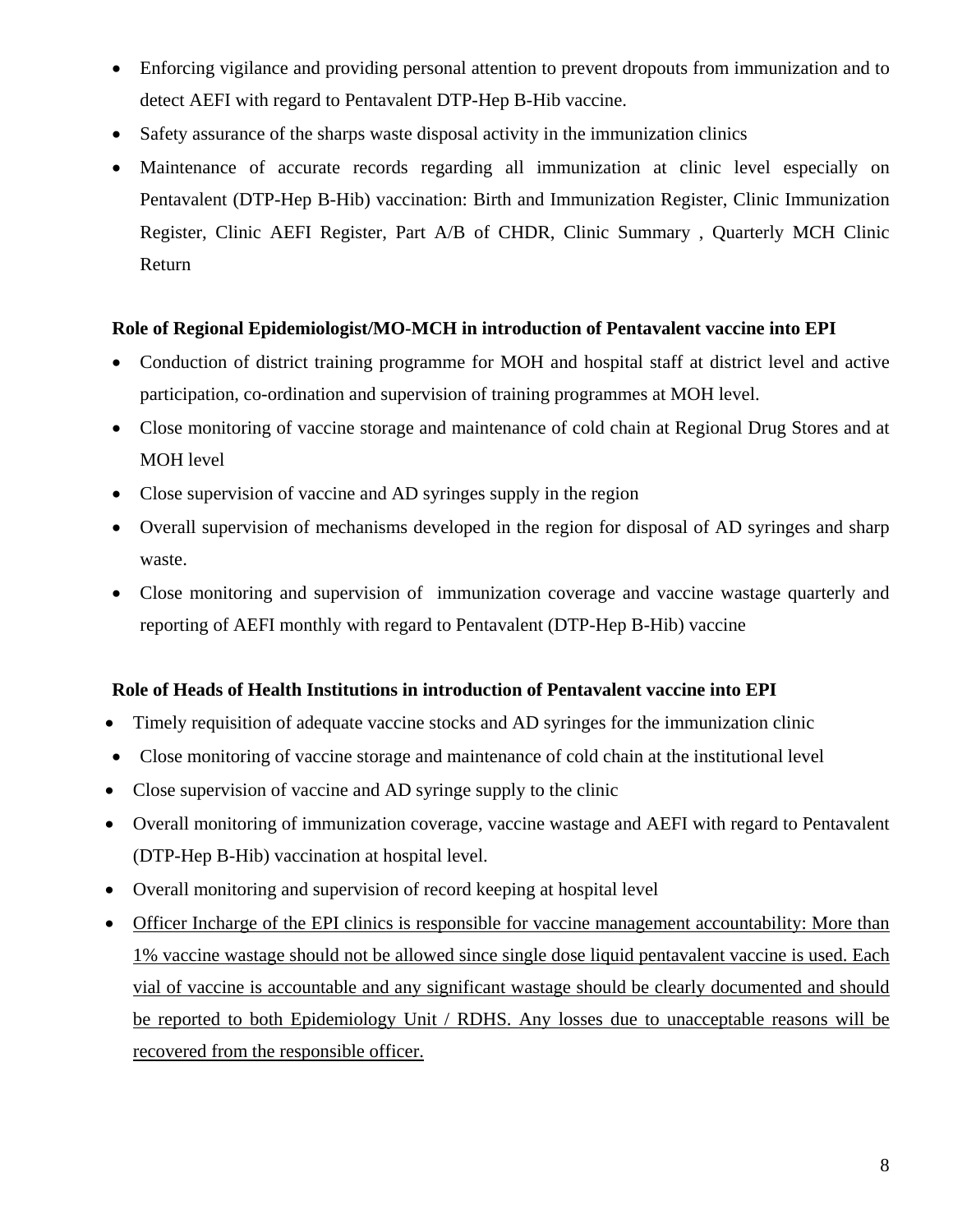- Enforcing vigilance and providing personal attention to prevent dropouts from immunization and to detect AEFI with regard to Pentavalent DTP-Hep B-Hib vaccine.
- Safety assurance of the sharps waste disposal activity in the immunization clinics
- Maintenance of accurate records regarding all immunization at clinic level especially on Pentavalent (DTP-Hep B-Hib) vaccination: Birth and Immunization Register, Clinic Immunization Register, Clinic AEFI Register, Part A/B of CHDR, Clinic Summary , Quarterly MCH Clinic Return

**Role of Regional Epidemiologist/MO-MCH in introduction of Pentavalent vaccine into EPI**

- Conduction of district training programme for MOH and hospital staff at district level and active participation, co-ordination and supervision of training programmes at MOH level.
- Close monitoring of vaccine storage and maintenance of cold chain at Regional Drug Stores and at MOH level
- Close supervision of vaccine and AD syringes supply in the region
- Overall supervision of mechanisms developed in the region for disposal of AD syringes and sharp waste.
- Close monitoring and supervision of immunization coverage and vaccine wastage quarterly and reporting of AEFI monthly with regard to Pentavalent (DTP-Hep B-Hib) vaccine

**Role of Heads of Health Institutions in introduction of Pentavalent vaccine into EPI**

- Timely requisition of adequate vaccine stocks and AD syringes for the immunization clinic
- Close monitoring of vaccine storage and maintenance of cold chain at the institutional level
- Close supervision of vaccine and AD syringe supply to the clinic
- Overall monitoring of immunization coverage, vaccine wastage and AEFI with regard to Pentavalent (DTP-Hep B-Hib) vaccination at hospital level.
- Overall monitoring and supervision of record keeping at hospital level
- <u>Officer Incharge of the EPI clinics is responsible for vaccine management accountability: More than 1% vaccine wastage should not be allowed since single dose liquid pentavalent vaccine is used. Each vial of vaccine is accountable and any significant wastage should be clearly documented and should be reported to both Epidemiology Unit / RDHS. Any losses due to unacceptable reasons will be recovered from the responsible officer.</u>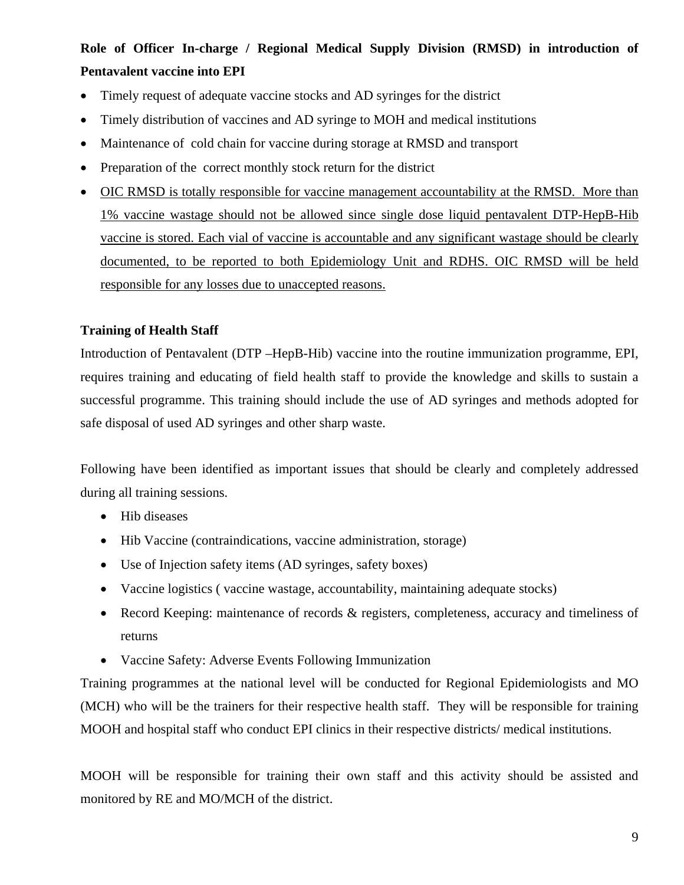**Role of Officer In-charge / Regional Medical Supply Division (RMSD) in introduction of Pentavalent vaccine into EPI**

- Timely request of adequate vaccine stocks and AD syringes for the district
- Timely distribution of vaccines and AD syringe to MOH and medical institutions
- Maintenance of cold chain for vaccine during storage at RMSD and transport
- Preparation of the correct monthly stock return for the district
- <u>OIC RMSD is totally responsible for vaccine management accountability at the RMSD. More than 1% vaccine wastage should not be allowed since single dose liquid pentavalent DTP-HepB-Hib vaccine is stored. Each vial of vaccine is accountable and any significant wastage should be clearly documented, to be reported to both Epidemiology Unit and RDHS. OIC RMSD will be held responsible for any losses due to unaccepted reasons.</u>

**Training of Health Staff**

Introduction of Pentavalent (DTP –HepB-Hib) vaccine into the routine immunization programme, EPI, requires training and educating of field health staff to provide the knowledge and skills to sustain a successful programme. This training should include the use of AD syringes and methods adopted for safe disposal of used AD syringes and other sharp waste.

Following have been identified as important issues that should be clearly and completely addressed during all training sessions.

- Hib diseases
- Hib Vaccine (contraindications, vaccine administration, storage)
- Use of Injection safety items (AD syringes, safety boxes)
- Vaccine logistics ( vaccine wastage, accountability, maintaining adequate stocks)
- Record Keeping: maintenance of records & registers, completeness, accuracy and timeliness of returns
- Vaccine Safety: Adverse Events Following Immunization

Training programmes at the national level will be conducted for Regional Epidemiologists and MO (MCH) who will be the trainers for their respective health staff. They will be responsible for training MOOH and hospital staff who conduct EPI clinics in their respective districts/ medical institutions.

MOOH will be responsible for training their own staff and this activity should be assisted and monitored by RE and MO/MCH of the district.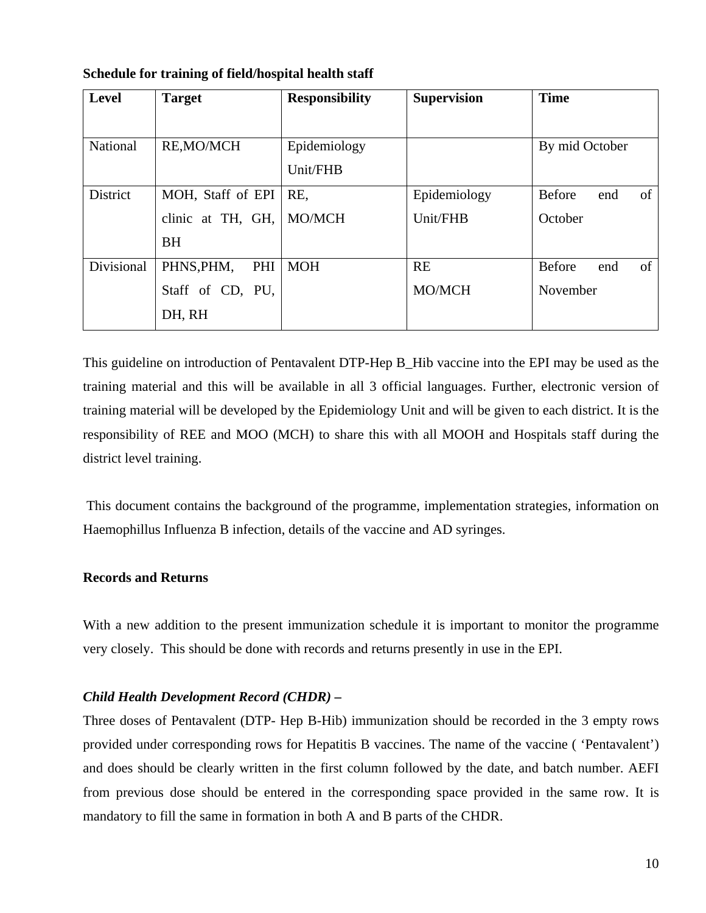**Schedule for training of field/hospital health staff**

| Level | Target | Responsibility | Supervision | Time |
|---|---|---|---|---|
| National | RE,MO/MCH | Epidemiology Unit/FHB | | By mid October |
| District | MOH, Staff of EPI clinic at TH, GH, BH | RE, MO/MCH | Epidemiology Unit/FHB | Before end of October |
| Divisional | PHNS,PHM, PHI Staff of CD, PU, DH, RH | MOH | RE MO/MCH | Before end of November |

This guideline on introduction of Pentavalent DTP-Hep B_Hib vaccine into the EPI may be used as the training material and this will be available in all 3 official languages. Further, electronic version of training material will be developed by the Epidemiology Unit and will be given to each district. It is the responsibility of REE and MOO (MCH) to share this with all MOOH and Hospitals staff during the district level training.

This document contains the background of the programme, implementation strategies, information on Haemophillus Influenza B infection, details of the vaccine and AD syringes.

**Records and Returns**

With a new addition to the present immunization schedule it is important to monitor the programme very closely. This should be done with records and returns presently in use in the EPI.

***Child Health Development Record (CHDR) –***

Three doses of Pentavalent (DTP- Hep B-Hib) immunization should be recorded in the 3 empty rows provided under corresponding rows for Hepatitis B vaccines. The name of the vaccine ( 'Pentavalent') and does should be clearly written in the first column followed by the date, and batch number. AEFI from previous dose should be entered in the corresponding space provided in the same row. It is mandatory to fill the same in formation in both A and B parts of the CHDR.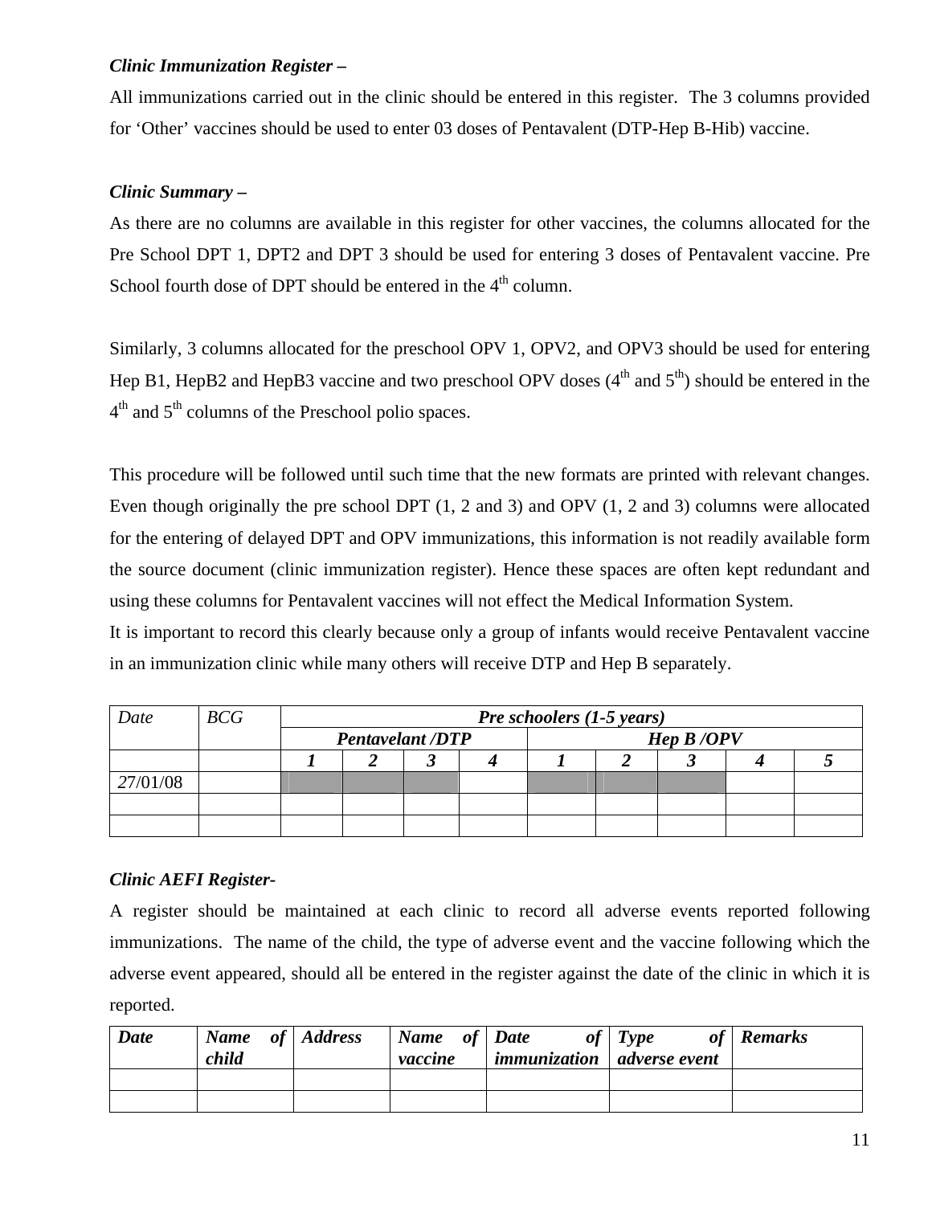***Clinic Immunization Register –***

All immunizations carried out in the clinic should be entered in this register. The 3 columns provided for 'Other' vaccines should be used to enter 03 doses of Pentavalent (DTP-Hep B-Hib) vaccine.

***Clinic Summary –***

As there are no columns are available in this register for other vaccines, the columns allocated for the Pre School DPT 1, DPT2 and DPT 3 should be used for entering 3 doses of Pentavalent vaccine. Pre School fourth dose of DPT should be entered in the 4th column.

Similarly, 3 columns allocated for the preschool OPV 1, OPV2, and OPV3 should be used for entering Hep B1, HepB2 and HepB3 vaccine and two preschool OPV doses (4th and 5th) should be entered in the 4th and 5th columns of the Preschool polio spaces.

This procedure will be followed until such time that the new formats are printed with relevant changes. Even though originally the pre school DPT (1, 2 and 3) and OPV (1, 2 and 3) columns were allocated for the entering of delayed DPT and OPV immunizations, this information is not readily available form the source document (clinic immunization register). Hence these spaces are often kept redundant and using these columns for Pentavalent vaccines will not effect the Medical Information System.
It is important to record this clearly because only a group of infants would receive Pentavalent vaccine in an immunization clinic while many others will receive DTP and Hep B separately.

| *Date* | *BCG* | ***Pre schoolers (1-5 years)*** | | | | | | | | |
|---|---|---|---|---|---|---|---|---|---|---|
| | | ***Pentavelant /DTP*** | | | | ***Hep B /OPV*** | | | | |
| | | ***1*** | ***2*** | ***3*** | ***4*** | ***1*** | ***2*** | ***3*** | ***4*** | ***5*** |
| 27/01/08 | | | | | | | | | | |
| | | | | | | | | | | |
| | | | | | | | | | | |

***Clinic AEFI Register-***

A register should be maintained at each clinic to record all adverse events reported following immunizations. The name of the child, the type of adverse event and the vaccine following which the adverse event appeared, should all be entered in the register against the date of the clinic in which it is reported.

| ***Date*** | ***Name of child*** | ***Address*** | ***Name of vaccine*** | ***Date of immunization*** | ***Type of adverse event*** | ***Remarks*** |
|---|---|---|---|---|---|---|
| | | | | | | |
| | | | | | | |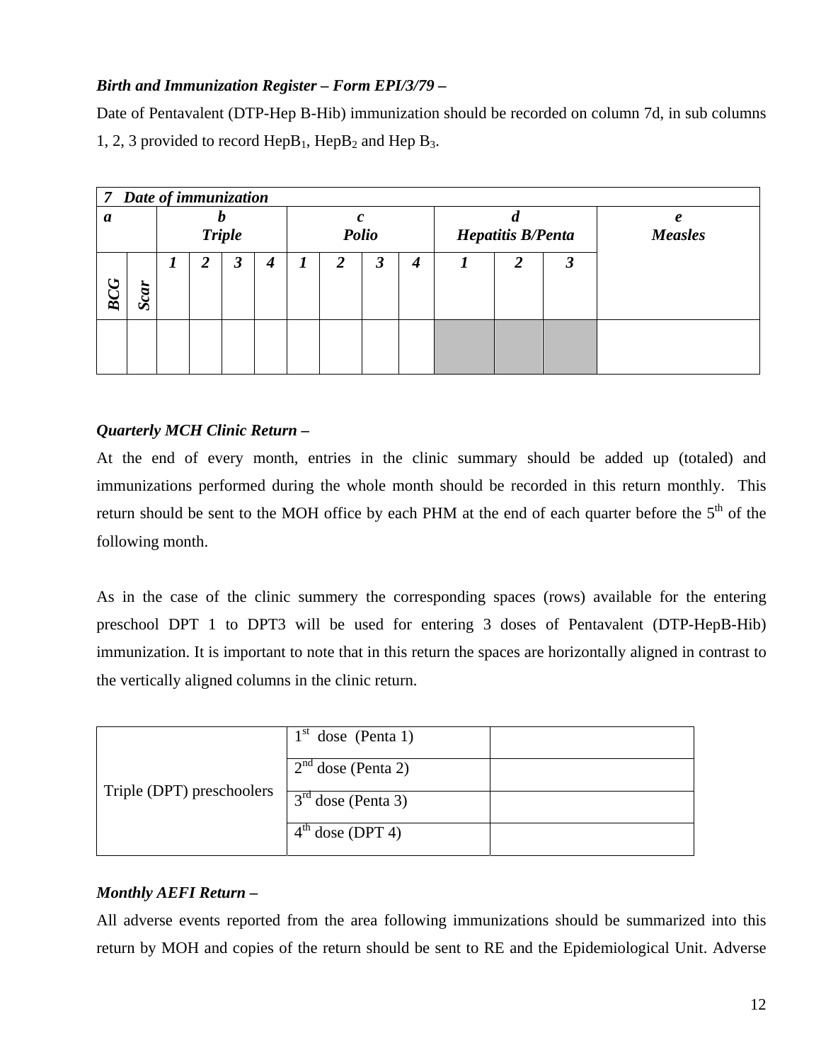***Birth and Immunization Register – Form EPI/3/79 –***

Date of Pentavalent (DTP-Hep B-Hib) immunization should be recorded on column 7d, in sub columns 1, 2, 3 provided to record $HepB_1$, $HepB_2$ and Hep $B_3$.

| ***7 Date of immunization*** | | | | | | | | | | | | | | |
|---|---|---|---|---|---|---|---|---|---|---|---|---|---|---|
| ***a*** | | ***b Triple*** | | | | ***c Polio*** | | | | ***d Hepatitis B/Penta*** | | | ***e Measles*** |
| ***BCG*** | ***Scar*** | ***1*** | ***2*** | ***3*** | ***4*** | ***1*** | ***2*** | ***3*** | ***4*** | ***1*** | ***2*** | ***3*** | |
| | | | | | | | | | | | | | |

***Quarterly MCH Clinic Return –***

At the end of every month, entries in the clinic summary should be added up (totaled) and immunizations performed during the whole month should be recorded in this return monthly. This return should be sent to the MOH office by each PHM at the end of each quarter before the 5th of the following month.

As in the case of the clinic summery the corresponding spaces (rows) available for the entering preschool DPT 1 to DPT3 will be used for entering 3 doses of Pentavalent (DTP-HepB-Hib) immunization. It is important to note that in this return the spaces are horizontally aligned in contrast to the vertically aligned columns in the clinic return.

| Triple (DPT) preschoolers | 1st dose (Penta 1) | |
|---|---|---|
| | 2nd dose (Penta 2) | |
| | 3rd dose (Penta 3) | |
| | 4th dose (DPT 4) | |

***Monthly AEFI Return –***

All adverse events reported from the area following immunizations should be summarized into this return by MOH and copies of the return should be sent to RE and the Epidemiological Unit. Adverse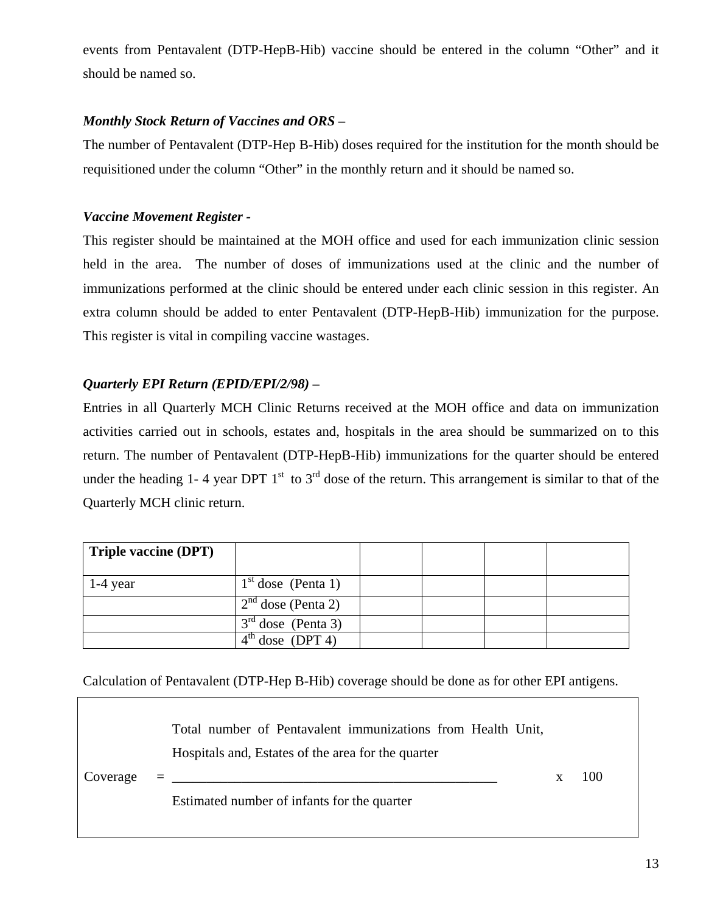events from Pentavalent (DTP-HepB-Hib) vaccine should be entered in the column "Other" and it should be named so.

***Monthly Stock Return of Vaccines and ORS –***

The number of Pentavalent (DTP-Hep B-Hib) doses required for the institution for the month should be requisitioned under the column "Other" in the monthly return and it should be named so.

***Vaccine Movement Register -***

This register should be maintained at the MOH office and used for each immunization clinic session held in the area. The number of doses of immunizations used at the clinic and the number of immunizations performed at the clinic should be entered under each clinic session in this register. An extra column should be added to enter Pentavalent (DTP-HepB-Hib) immunization for the purpose. This register is vital in compiling vaccine wastages.

***Quarterly EPI Return (EPID/EPI/2/98) –***

Entries in all Quarterly MCH Clinic Returns received at the MOH office and data on immunization activities carried out in schools, estates and, hospitals in the area should be summarized on to this return. The number of Pentavalent (DTP-HepB-Hib) immunizations for the quarter should be entered under the heading 1- 4 year DPT 1st to 3rd dose of the return. This arrangement is similar to that of the Quarterly MCH clinic return.

| **Triple vaccine (DPT)** | | | | | |
|---|---|---|---|---|---|
| 1-4 year | 1st dose (Penta 1) | | | | |
| | 2nd dose (Penta 2) | | | | |
| | 3rd dose (Penta 3) | | | | |
| | 4th dose (DPT 4) | | | | |

Calculation of Pentavalent (DTP-Hep B-Hib) coverage should be done as for other EPI antigens.

$$\text{Coverage} = \frac{\text{Total number of Pentavalent immunizations from Health Unit, Hospitals and, Estates of the area for the quarter}}{\text{Estimated number of infants for the quarter}} \times 100$$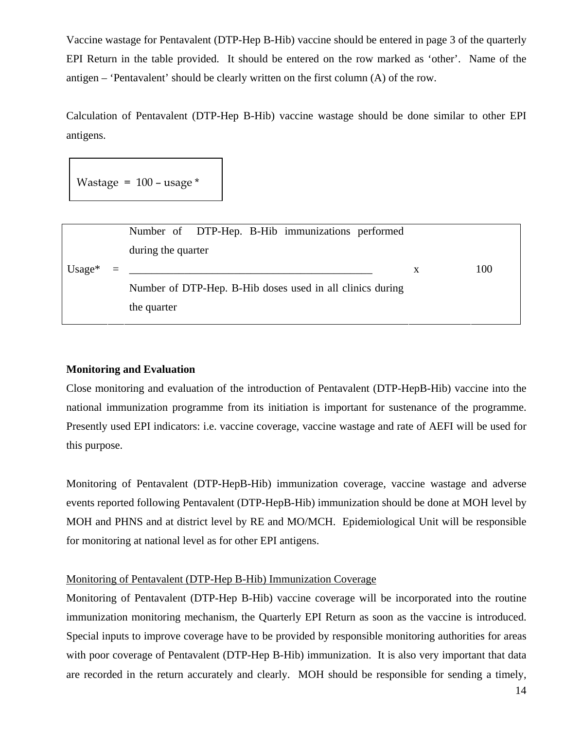Vaccine wastage for Pentavalent (DTP-Hep B-Hib) vaccine should be entered in page 3 of the quarterly EPI Return in the table provided. It should be entered on the row marked as 'other'. Name of the antigen – 'Pentavalent' should be clearly written on the first column (A) of the row.

Calculation of Pentavalent (DTP-Hep B-Hib) vaccine wastage should be done similar to other EPI antigens.

Wastage = 100 – usage *

$$\text{Usage*} = \frac{\text{Number of DTP-Hep. B-Hib immunizations performed during the quarter}}{\text{Number of DTP-Hep. B-Hib doses used in all clinics during the quarter}} \times 100$$

**Monitoring and Evaluation**

Close monitoring and evaluation of the introduction of Pentavalent (DTP-HepB-Hib) vaccine into the national immunization programme from its initiation is important for sustenance of the programme. Presently used EPI indicators: i.e. vaccine coverage, vaccine wastage and rate of AEFI will be used for this purpose.

Monitoring of Pentavalent (DTP-HepB-Hib) immunization coverage, vaccine wastage and adverse events reported following Pentavalent (DTP-HepB-Hib) immunization should be done at MOH level by MOH and PHNS and at district level by RE and MO/MCH. Epidemiological Unit will be responsible for monitoring at national level as for other EPI antigens.

<u>Monitoring of Pentavalent (DTP-Hep B-Hib) Immunization Coverage</u>

Monitoring of Pentavalent (DTP-Hep B-Hib) vaccine coverage will be incorporated into the routine immunization monitoring mechanism, the Quarterly EPI Return as soon as the vaccine is introduced. Special inputs to improve coverage have to be provided by responsible monitoring authorities for areas with poor coverage of Pentavalent (DTP-Hep B-Hib) immunization. It is also very important that data are recorded in the return accurately and clearly. MOH should be responsible for sending a timely,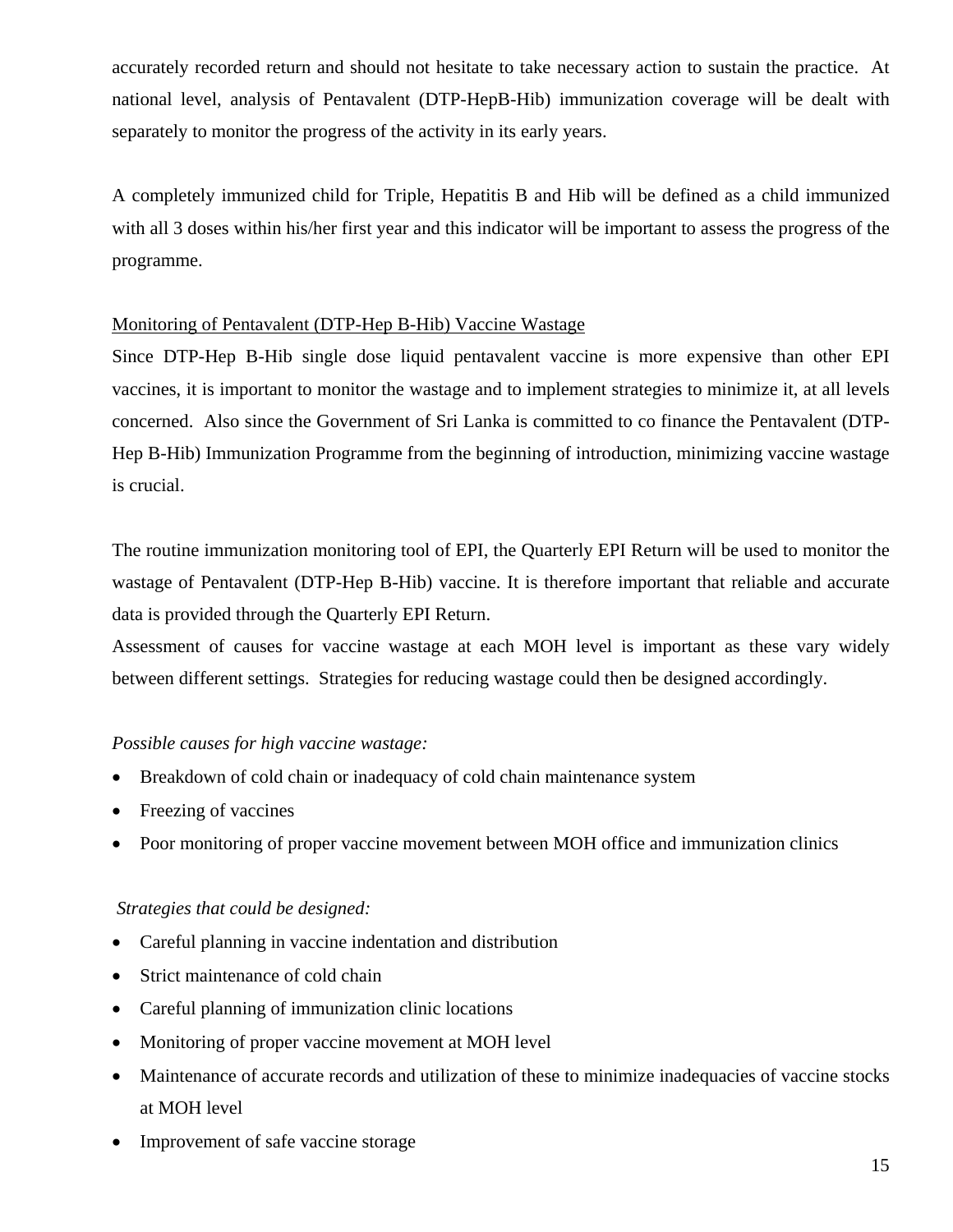accurately recorded return and should not hesitate to take necessary action to sustain the practice. At national level, analysis of Pentavalent (DTP-HepB-Hib) immunization coverage will be dealt with separately to monitor the progress of the activity in its early years.

A completely immunized child for Triple, Hepatitis B and Hib will be defined as a child immunized with all 3 doses within his/her first year and this indicator will be important to assess the progress of the programme.

<u>Monitoring of Pentavalent (DTP-Hep B-Hib) Vaccine Wastage</u>

Since DTP-Hep B-Hib single dose liquid pentavalent vaccine is more expensive than other EPI vaccines, it is important to monitor the wastage and to implement strategies to minimize it, at all levels concerned. Also since the Government of Sri Lanka is committed to co finance the Pentavalent (DTP-Hep B-Hib) Immunization Programme from the beginning of introduction, minimizing vaccine wastage is crucial.

The routine immunization monitoring tool of EPI, the Quarterly EPI Return will be used to monitor the wastage of Pentavalent (DTP-Hep B-Hib) vaccine. It is therefore important that reliable and accurate data is provided through the Quarterly EPI Return.

Assessment of causes for vaccine wastage at each MOH level is important as these vary widely between different settings. Strategies for reducing wastage could then be designed accordingly.

*Possible causes for high vaccine wastage:*

- Breakdown of cold chain or inadequacy of cold chain maintenance system
- Freezing of vaccines
- Poor monitoring of proper vaccine movement between MOH office and immunization clinics

*Strategies that could be designed:*

- Careful planning in vaccine indentation and distribution
- Strict maintenance of cold chain
- Careful planning of immunization clinic locations
- Monitoring of proper vaccine movement at MOH level
- Maintenance of accurate records and utilization of these to minimize inadequacies of vaccine stocks at MOH level
- Improvement of safe vaccine storage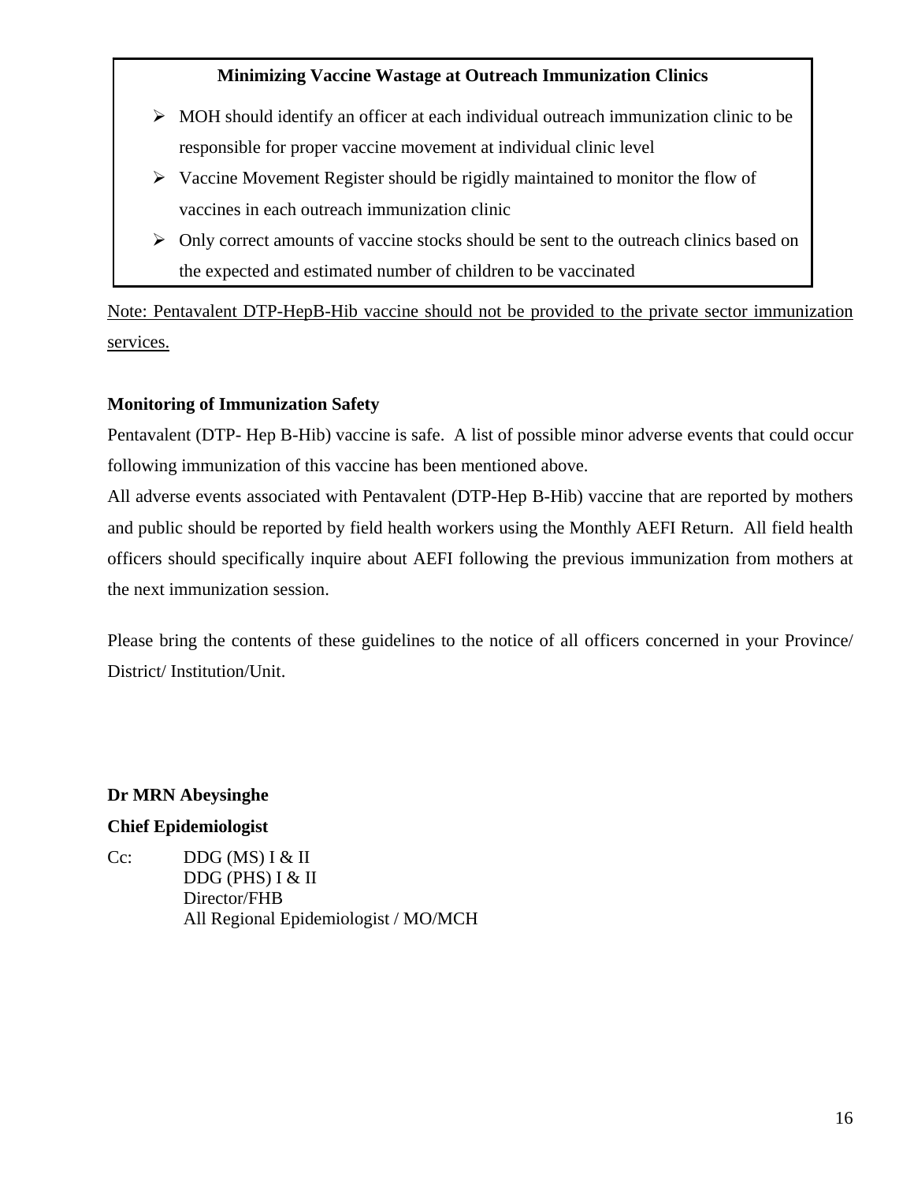**Minimizing Vaccine Wastage at Outreach Immunization Clinics**

- MOH should identify an officer at each individual outreach immunization clinic to be responsible for proper vaccine movement at individual clinic level
- Vaccine Movement Register should be rigidly maintained to monitor the flow of vaccines in each outreach immunization clinic
- Only correct amounts of vaccine stocks should be sent to the outreach clinics based on the expected and estimated number of children to be vaccinated

Note: Pentavalent DTP-HepB-Hib vaccine should not be provided to the private sector immunization services.

**Monitoring of Immunization Safety**

Pentavalent (DTP- Hep B-Hib) vaccine is safe. A list of possible minor adverse events that could occur following immunization of this vaccine has been mentioned above.

All adverse events associated with Pentavalent (DTP-Hep B-Hib) vaccine that are reported by mothers and public should be reported by field health workers using the Monthly AEFI Return. All field health officers should specifically inquire about AEFI following the previous immunization from mothers at the next immunization session.

Please bring the contents of these guidelines to the notice of all officers concerned in your Province/ District/ Institution/Unit.

**Dr MRN Abeysinghe**

**Chief Epidemiologist**

Cc: DDG (MS) I & II
DDG (PHS) I & II
Director/FHB
All Regional Epidemiologist / MO/MCH